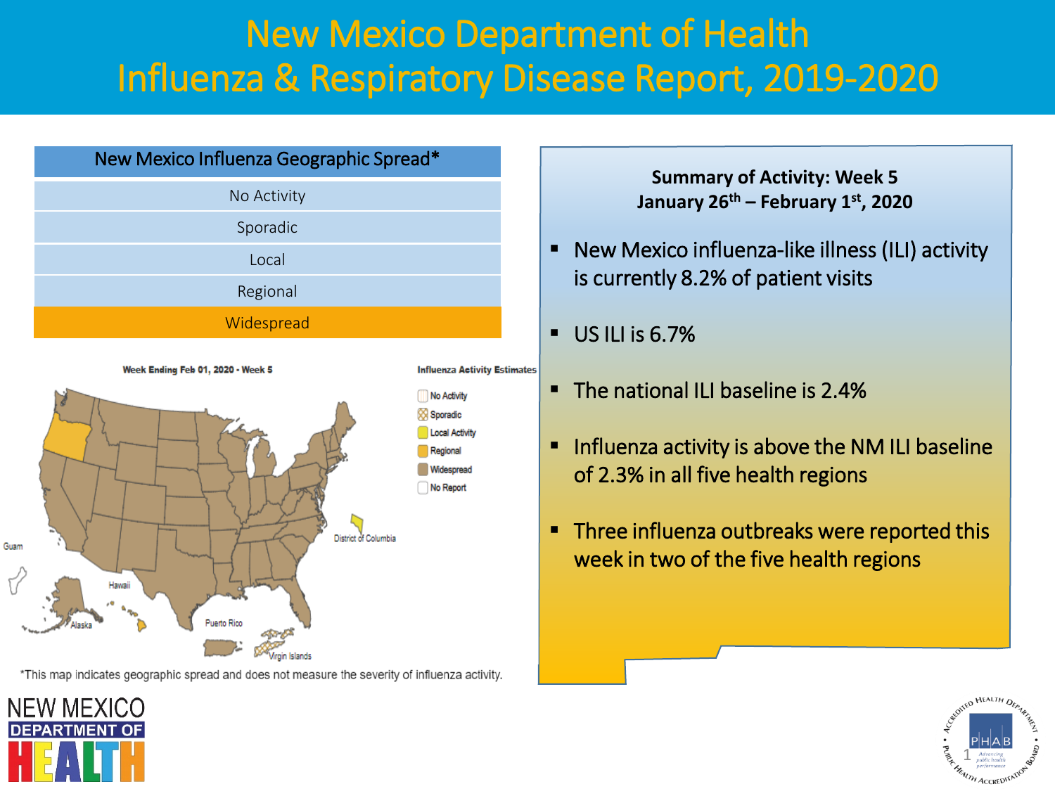# New Mexico Department of Health
# Influenza & Respiratory Disease Report, 2019-2020

| New Mexico Influenza Geographic Spread* |
|---|
| No Activity |
| Sporadic |
| Local |
| Regional |
| **Widespread** |

Week Ending Feb 01, 2020 - Week 5

Influenza Activity Estimates

- No Activity
- Sporadic
- Local Activity
- Regional
- Widespread
- No Report

*This map indicates geographic spread and does not measure the severity of influenza activity.

**Summary of Activity: Week 5**
**January 26th – February 1st, 2020**

- New Mexico influenza-like illness (ILI) activity is currently 8.2% of patient visits
- US ILI is 6.7%
- The national ILI baseline is 2.4%
- Influenza activity is above the NM ILI baseline of 2.3% in all five health regions
- Three influenza outbreaks were reported this week in two of the five health regions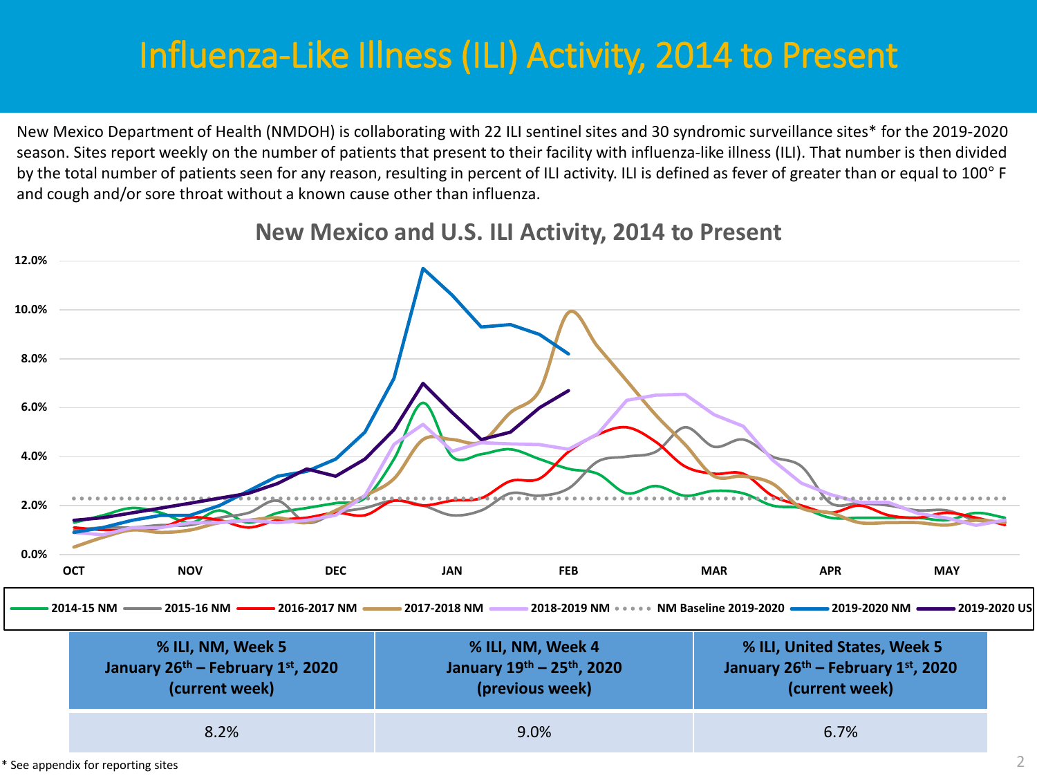# Influenza-Like Illness (ILI) Activity, 2014 to Present

New Mexico Department of Health (NMDOH) is collaborating with 22 ILI sentinel sites and 30 syndromic surveillance sites* for the 2019-2020 season. Sites report weekly on the number of patients that present to their facility with influenza-like illness (ILI). That number is then divided by the total number of patients seen for any reason, resulting in percent of ILI activity. ILI is defined as fever of greater than or equal to 100° F and cough and/or sore throat without a known cause other than influenza.

**New Mexico and U.S. ILI Activity, 2014 to Present**

| % ILI, NM, Week 5 January 26th – February 1st, 2020 (current week) | % ILI, NM, Week 4 January 19th – 25th, 2020 (previous week) | % ILI, United States, Week 5 January 26th – February 1st, 2020 (current week) |
|---|---|---|
| 8.2% | 9.0% | 6.7% |

* See appendix for reporting sites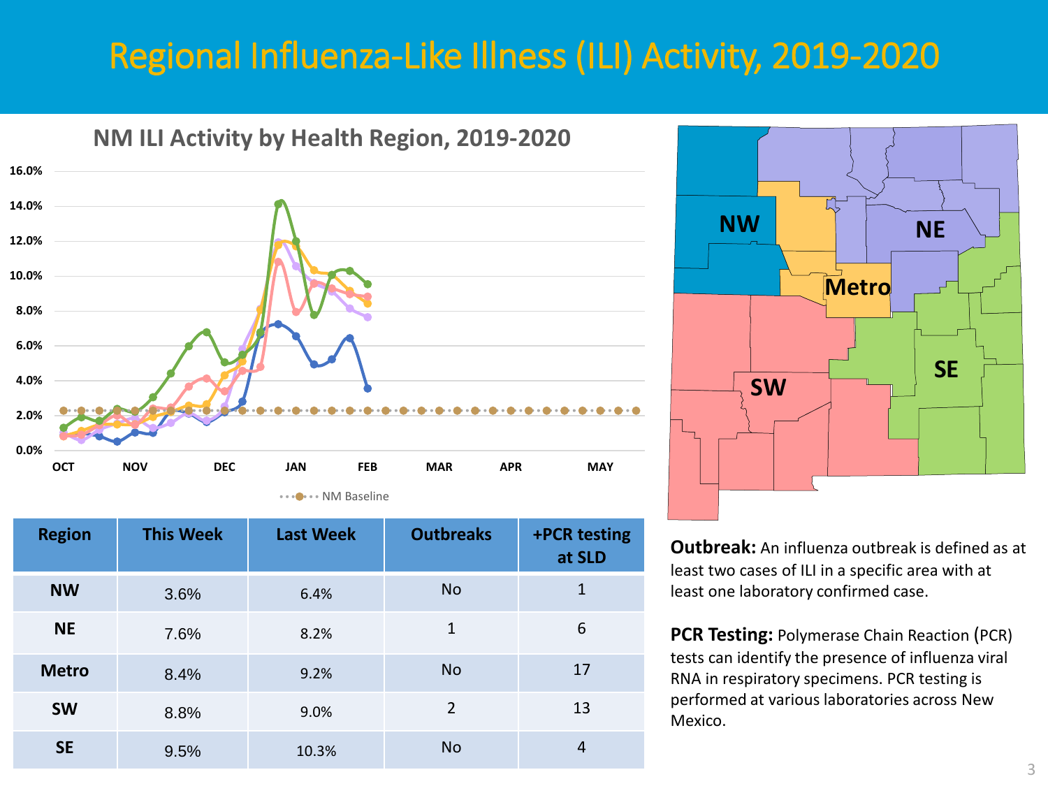# Regional Influenza-Like Illness (ILI) Activity, 2019-2020

## NM ILI Activity by Health Region, 2019-2020

16.0%
14.0%
12.0%
10.0%
8.0%
6.0%
4.0%
2.0%
0.0%

OCT NOV DEC JAN FEB MAR APR MAY

NM Baseline

NW NE Metro SW SE

| Region | This Week | Last Week | Outbreaks | +PCR testing at SLD |
|---|---|---|---|---|
| **NW** | 3.6% | 6.4% | No | 1 |
| **NE** | 7.6% | 8.2% | 1 | 6 |
| **Metro** | 8.4% | 9.2% | No | 17 |
| **SW** | 8.8% | 9.0% | 2 | 13 |
| **SE** | 9.5% | 10.3% | No | 4 |

**Outbreak:** An influenza outbreak is defined as at least two cases of ILI in a specific area with at least one laboratory confirmed case.

**PCR Testing:** Polymerase Chain Reaction (PCR) tests can identify the presence of influenza viral RNA in respiratory specimens. PCR testing is performed at various laboratories across New Mexico.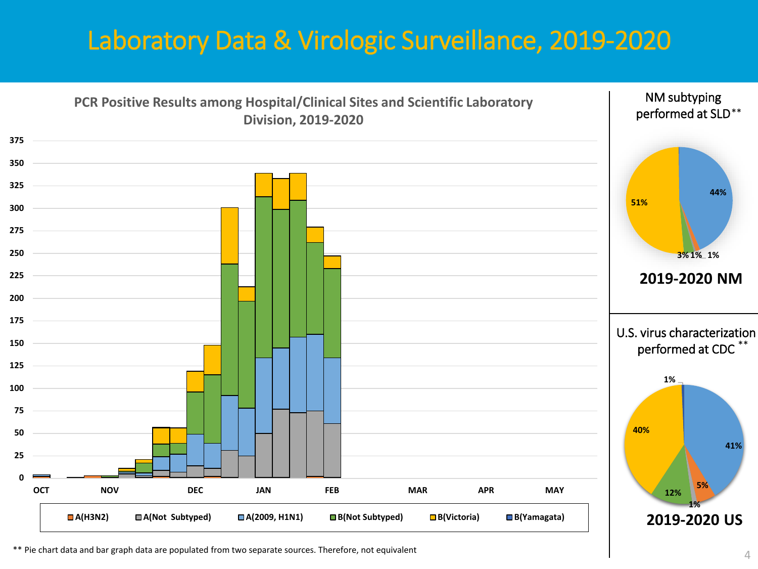# Laboratory Data & Virologic Surveillance, 2019-2020

**PCR Positive Results among Hospital/Clinical Sites and Scientific Laboratory Division, 2019-2020**

Y-axis: 0, 25, 50, 75, 100, 125, 150, 175, 200, 225, 250, 275, 300, 325, 350, 375

X-axis: OCT, NOV, DEC, JAN, FEB, MAR, APR, MAY

Legend: A(H3N2), A(Not Subtyped), A(2009, H1N1), B(Not Subtyped), B(Victoria), B(Yamagata)

NM subtyping performed at SLD**

| Subtype | Percent |
|---|---|
| B(Victoria) | 51% |
| A(2009, H1N1) | 44% |
| B(Not Subtyped) | 3% |
| (unlabeled) | 1% |
| A(H3N2) | 1% |

**2019-2020 NM**

U.S. virus characterization performed at CDC **

| Subtype | Percent |
|---|---|
| A(2009, H1N1) | 41% |
| B(Victoria) | 40% |
| B(Not Subtyped) | 12% |
| A(H3N2) | 5% |
| A(Not Subtyped) | 1% |
| B(Yamagata) | 1% |

**2019-2020 US**

** Pie chart data and bar graph data are populated from two separate sources. Therefore, not equivalent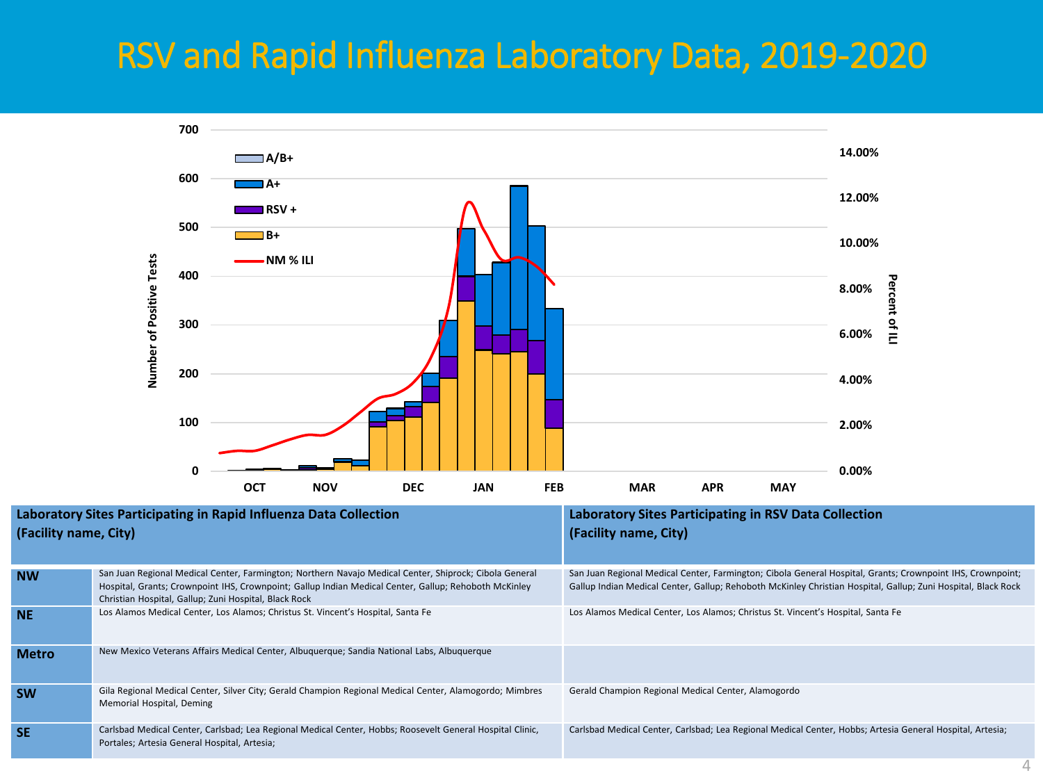# RSV and Rapid Influenza Laboratory Data, 2019-2020

| | Laboratory Sites Participating in Rapid Influenza Data Collection (Facility name, City) | Laboratory Sites Participating in RSV Data Collection (Facility name, City) |
|---|---|---|
| **NW** | San Juan Regional Medical Center, Farmington; Northern Navajo Medical Center, Shiprock; Cibola General Hospital, Grants; Crownpoint IHS, Crownpoint; Gallup Indian Medical Center, Gallup; Rehoboth McKinley Christian Hospital, Gallup; Zuni Hospital, Black Rock | San Juan Regional Medical Center, Farmington; Cibola General Hospital, Grants; Crownpoint IHS, Crownpoint; Gallup Indian Medical Center, Gallup; Rehoboth McKinley Christian Hospital, Gallup; Zuni Hospital, Black Rock |
| **NE** | Los Alamos Medical Center, Los Alamos; Christus St. Vincent's Hospital, Santa Fe | Los Alamos Medical Center, Los Alamos; Christus St. Vincent's Hospital, Santa Fe |
| **Metro** | New Mexico Veterans Affairs Medical Center, Albuquerque; Sandia National Labs, Albuquerque | |
| **SW** | Gila Regional Medical Center, Silver City; Gerald Champion Regional Medical Center, Alamogordo; Mimbres Memorial Hospital, Deming | Gerald Champion Regional Medical Center, Alamogordo |
| **SE** | Carlsbad Medical Center, Carlsbad; Lea Regional Medical Center, Hobbs; Roosevelt General Hospital Clinic, Portales; Artesia General Hospital, Artesia; | Carlsbad Medical Center, Carlsbad; Lea Regional Medical Center, Hobbs; Artesia General Hospital, Artesia; |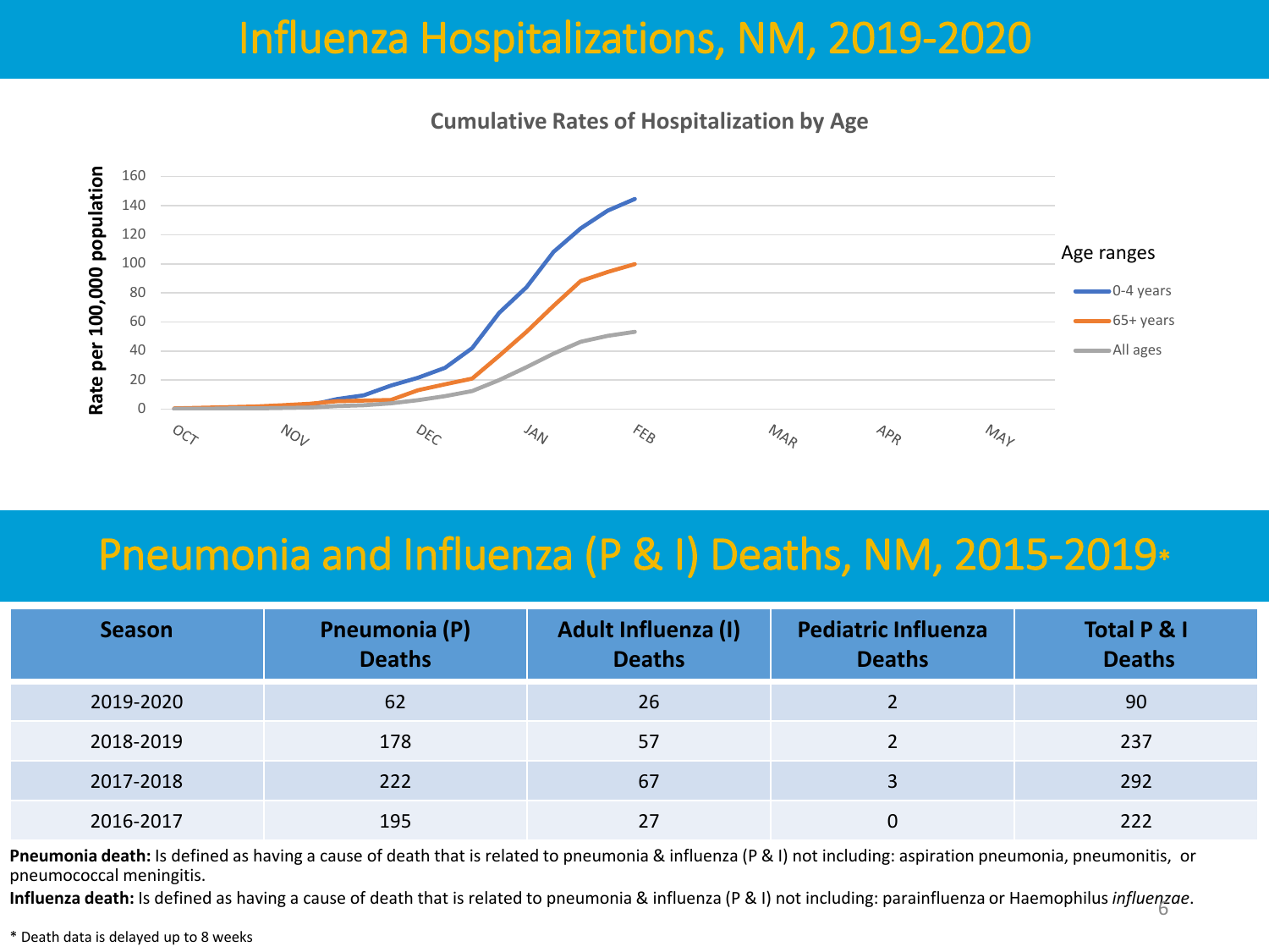# Influenza Hospitalizations, NM, 2019-2020

**Cumulative Rates of Hospitalization by Age**

# Pneumonia and Influenza (P & I) Deaths, NM, 2015-2019*

| Season | Pneumonia (P) Deaths | Adult Influenza (I) Deaths | Pediatric Influenza Deaths | Total P & I Deaths |
|---|---|---|---|---|
| 2019-2020 | 62 | 26 | 2 | 90 |
| 2018-2019 | 178 | 57 | 2 | 237 |
| 2017-2018 | 222 | 67 | 3 | 292 |
| 2016-2017 | 195 | 27 | 0 | 222 |

**Pneumonia death:** Is defined as having a cause of death that is related to pneumonia & influenza (P & I) not including: aspiration pneumonia, pneumonitis, or pneumococcal meningitis.

**Influenza death:** Is defined as having a cause of death that is related to pneumonia & influenza (P & I) not including: parainfluenza or Haemophilus *influenzae*.

* Death data is delayed up to 8 weeks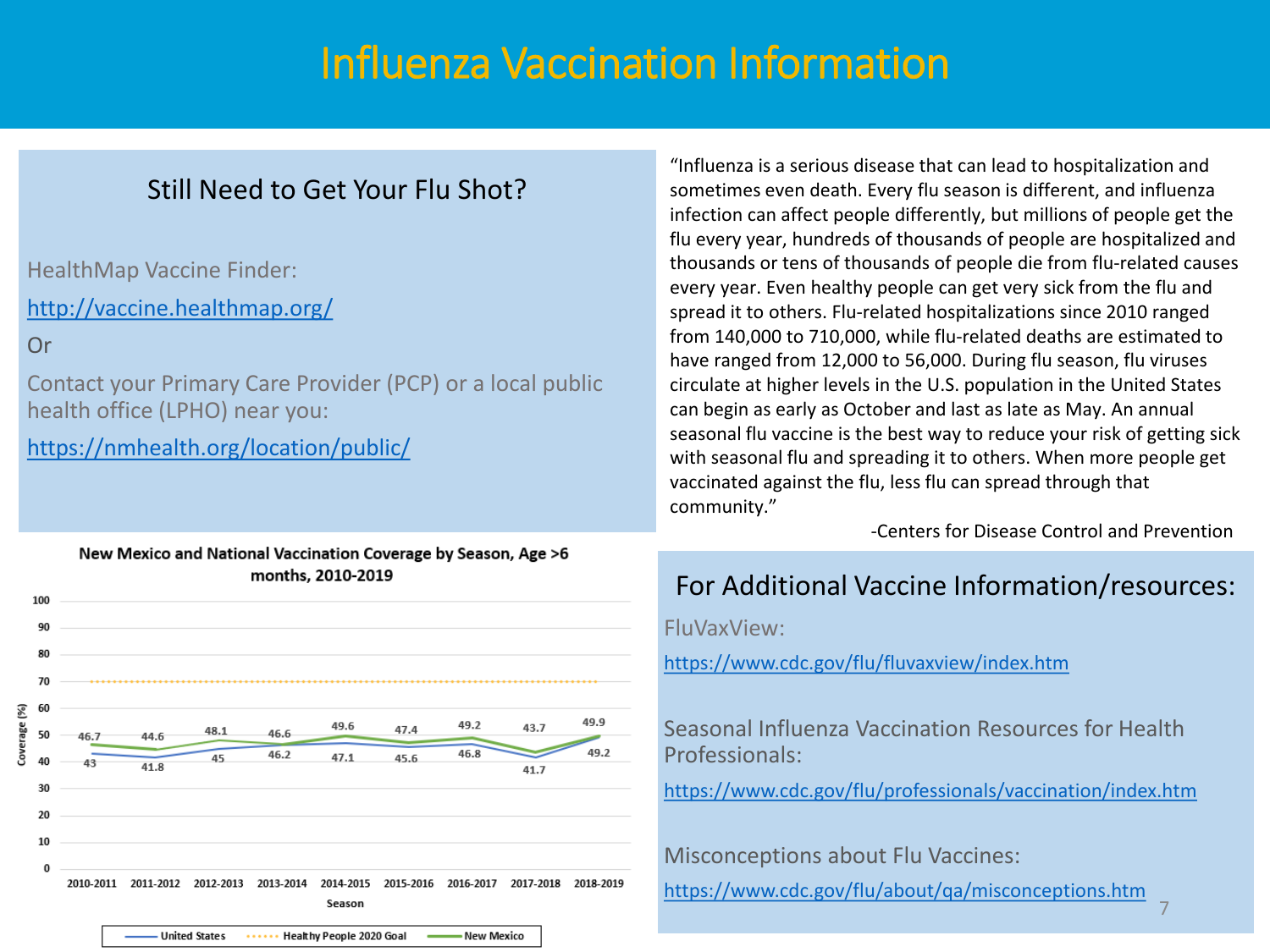# Influenza Vaccination Information

## Still Need to Get Your Flu Shot?

HealthMap Vaccine Finder:

http://vaccine.healthmap.org/

Or

Contact your Primary Care Provider (PCP) or a local public health office (LPHO) near you:

https://nmhealth.org/location/public/

**New Mexico and National Vaccination Coverage by Season, Age >6 months, 2010-2019**

| Season | United States | New Mexico | Healthy People 2020 Goal |
|---|---|---|---|
| 2010-2011 | 43 | 46.7 | 70 |
| 2011-2012 | 41.8 | 44.6 | 70 |
| 2012-2013 | 45 | 48.1 | 70 |
| 2013-2014 | 46.2 | 46.6 | 70 |
| 2014-2015 | 47.1 | 49.6 | 70 |
| 2015-2016 | 45.6 | 47.4 | 70 |
| 2016-2017 | 46.8 | 49.2 | 70 |
| 2017-2018 | 41.7 | 43.7 | 70 |
| 2018-2019 | 49.2 | 49.9 | 70 |

"Influenza is a serious disease that can lead to hospitalization and sometimes even death. Every flu season is different, and influenza infection can affect people differently, but millions of people get the flu every year, hundreds of thousands of people are hospitalized and thousands or tens of thousands of people die from flu-related causes every year. Even healthy people can get very sick from the flu and spread it to others. Flu-related hospitalizations since 2010 ranged from 140,000 to 710,000, while flu-related deaths are estimated to have ranged from 12,000 to 56,000. During flu season, flu viruses circulate at higher levels in the U.S. population in the United States can begin as early as October and last as late as May. An annual seasonal flu vaccine is the best way to reduce your risk of getting sick with seasonal flu and spreading it to others. When more people get vaccinated against the flu, less flu can spread through that community."

-Centers for Disease Control and Prevention

## For Additional Vaccine Information/resources:

FluVaxView:

https://www.cdc.gov/flu/fluvaxview/index.htm

Seasonal Influenza Vaccination Resources for Health Professionals:

https://www.cdc.gov/flu/professionals/vaccination/index.htm

Misconceptions about Flu Vaccines:

https://www.cdc.gov/flu/about/qa/misconceptions.htm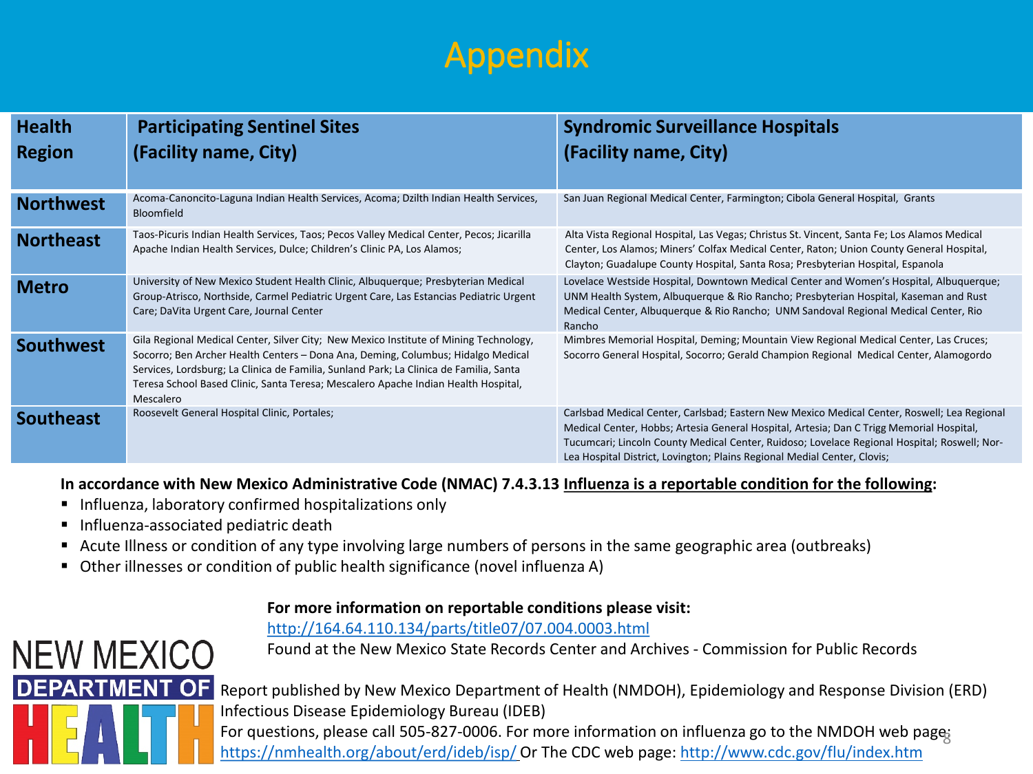# Appendix

| Health Region | Participating Sentinel Sites (Facility name, City) | Syndromic Surveillance Hospitals (Facility name, City) |
|---|---|---|
| Northwest | Acoma-Canoncito-Laguna Indian Health Services, Acoma; Dzilth Indian Health Services, Bloomfield | San Juan Regional Medical Center, Farmington; Cibola General Hospital, Grants |
| Northeast | Taos-Picuris Indian Health Services, Taos; Pecos Valley Medical Center, Pecos; Jicarilla Apache Indian Health Services, Dulce; Children's Clinic PA, Los Alamos; | Alta Vista Regional Hospital, Las Vegas; Christus St. Vincent, Santa Fe; Los Alamos Medical Center, Los Alamos; Miners' Colfax Medical Center, Raton; Union County General Hospital, Clayton; Guadalupe County Hospital, Santa Rosa; Presbyterian Hospital, Espanola |
| Metro | University of New Mexico Student Health Clinic, Albuquerque; Presbyterian Medical Group-Atrisco, Northside, Carmel Pediatric Urgent Care, Las Estancias Pediatric Urgent Care; DaVita Urgent Care, Journal Center | Lovelace Westside Hospital, Downtown Medical Center and Women's Hospital, Albuquerque; UNM Health System, Albuquerque & Rio Rancho; Presbyterian Hospital, Kaseman and Rust Medical Center, Albuquerque & Rio Rancho; UNM Sandoval Regional Medical Center, Rio Rancho |
| Southwest | Gila Regional Medical Center, Silver City; New Mexico Institute of Mining Technology, Socorro; Ben Archer Health Centers – Dona Ana, Deming, Columbus; Hidalgo Medical Services, Lordsburg; La Clinica de Familia, Sunland Park; La Clinica de Familia, Santa Teresa School Based Clinic, Santa Teresa; Mescalero Apache Indian Health Hospital, Mescalero | Mimbres Memorial Hospital, Deming; Mountain View Regional Medical Center, Las Cruces; Socorro General Hospital, Socorro; Gerald Champion Regional Medical Center, Alamogordo |
| Southeast | Roosevelt General Hospital Clinic, Portales; | Carlsbad Medical Center, Carlsbad; Eastern New Mexico Medical Center, Roswell; Lea Regional Medical Center, Hobbs; Artesia General Hospital, Artesia; Dan C Trigg Memorial Hospital, Tucumcari; Lincoln County Medical Center, Ruidoso; Lovelace Regional Hospital; Roswell; Nor-Lea Hospital District, Lovington; Plains Regional Medial Center, Clovis; |

**In accordance with New Mexico Administrative Code (NMAC) 7.4.3.13 Influenza is a reportable condition for the following:**

- Influenza, laboratory confirmed hospitalizations only
- Influenza-associated pediatric death
- Acute Illness or condition of any type involving large numbers of persons in the same geographic area (outbreaks)
- Other illnesses or condition of public health significance (novel influenza A)

**For more information on reportable conditions please visit:**
http://164.64.110.134/parts/title07/07.004.0003.html
Found at the New Mexico State Records Center and Archives - Commission for Public Records

NEW MEXICO DEPARTMENT OF HEALTH

Report published by New Mexico Department of Health (NMDOH), Epidemiology and Response Division (ERD) Infectious Disease Epidemiology Bureau (IDEB)
For questions, please call 505-827-0006. For more information on influenza go to the NMDOH web page: https://nmhealth.org/about/erd/ideb/isp/ Or The CDC web page: http://www.cdc.gov/flu/index.htm